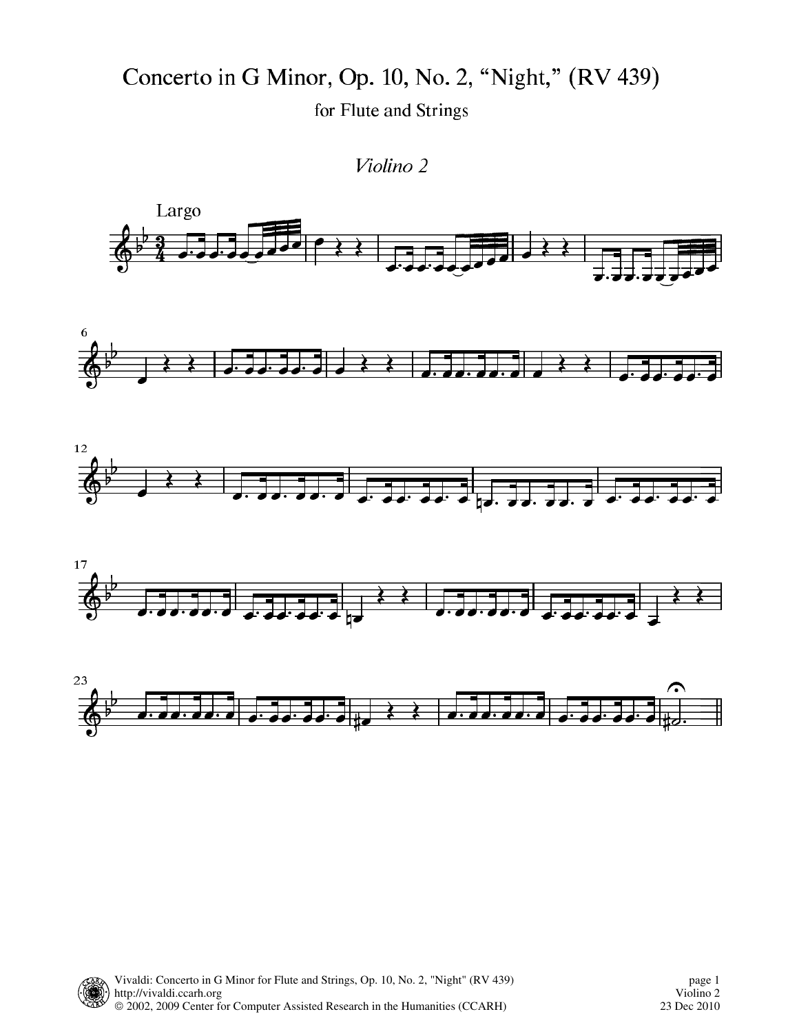# Concerto in G Minor, Op. 10, No. 2, “Night,” (RV 439)

for Flute and Strings

*Violino 2*

Largo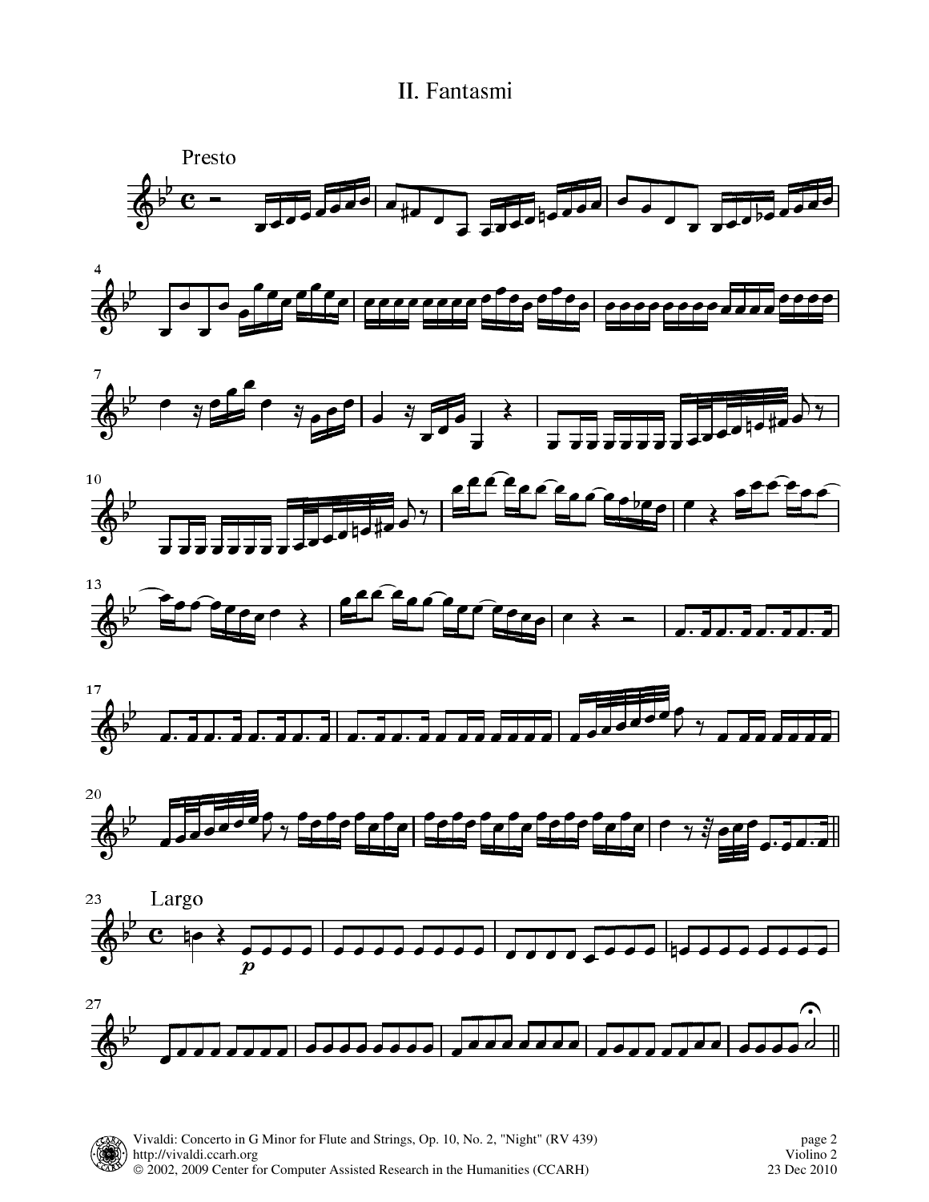# II. Fantasmi

Presto

Largo

*p*

Vivaldi: Concerto in G Minor for Flute and Strings, Op. 10, No. 2, "Night" (RV 439)
http://vivaldi.ccarh.org
© 2002, 2009 Center for Computer Assisted Research in the Humanities (CCARH)

Violino 2
23 Dec 2010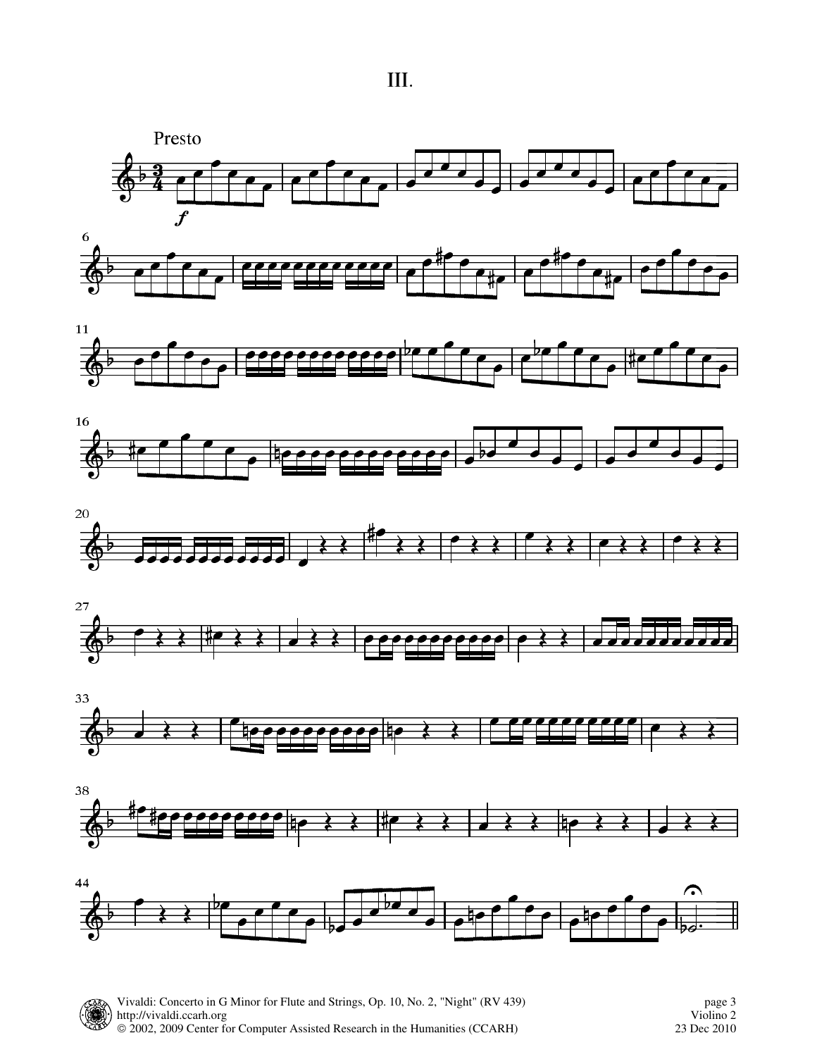# III.

Presto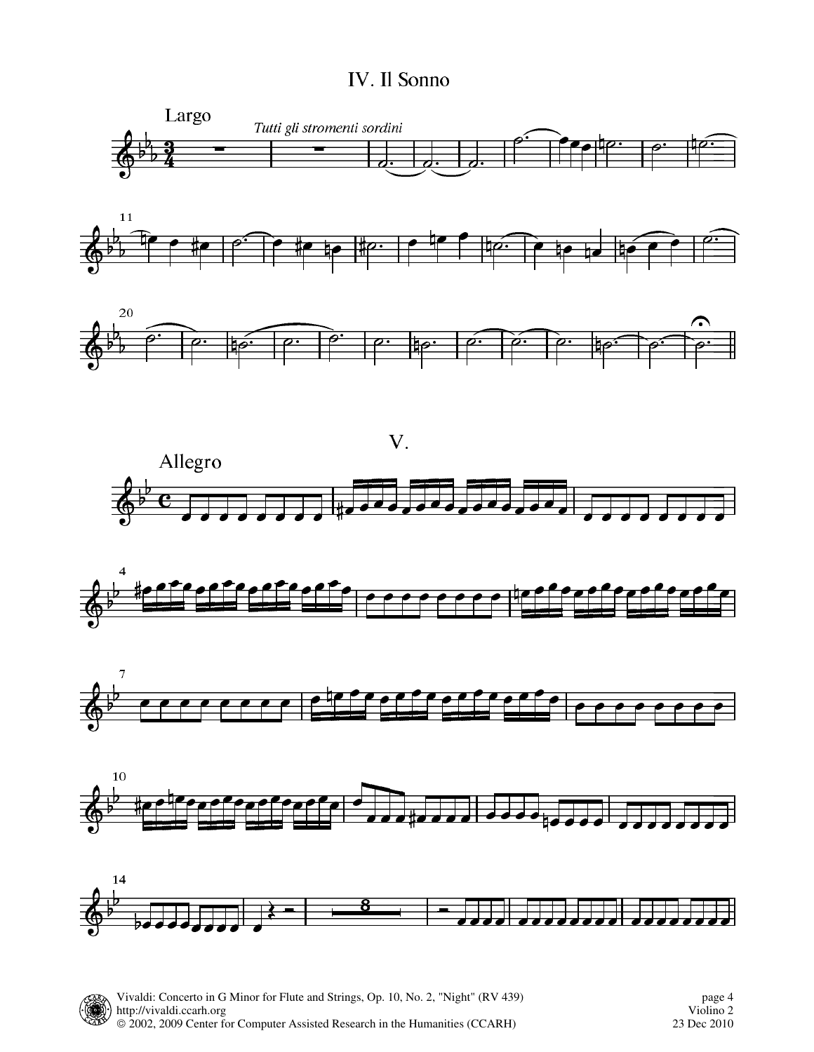# IV. Il Sonno

Largo

*Tutti gli stromenti sordini*

# V.

Allegro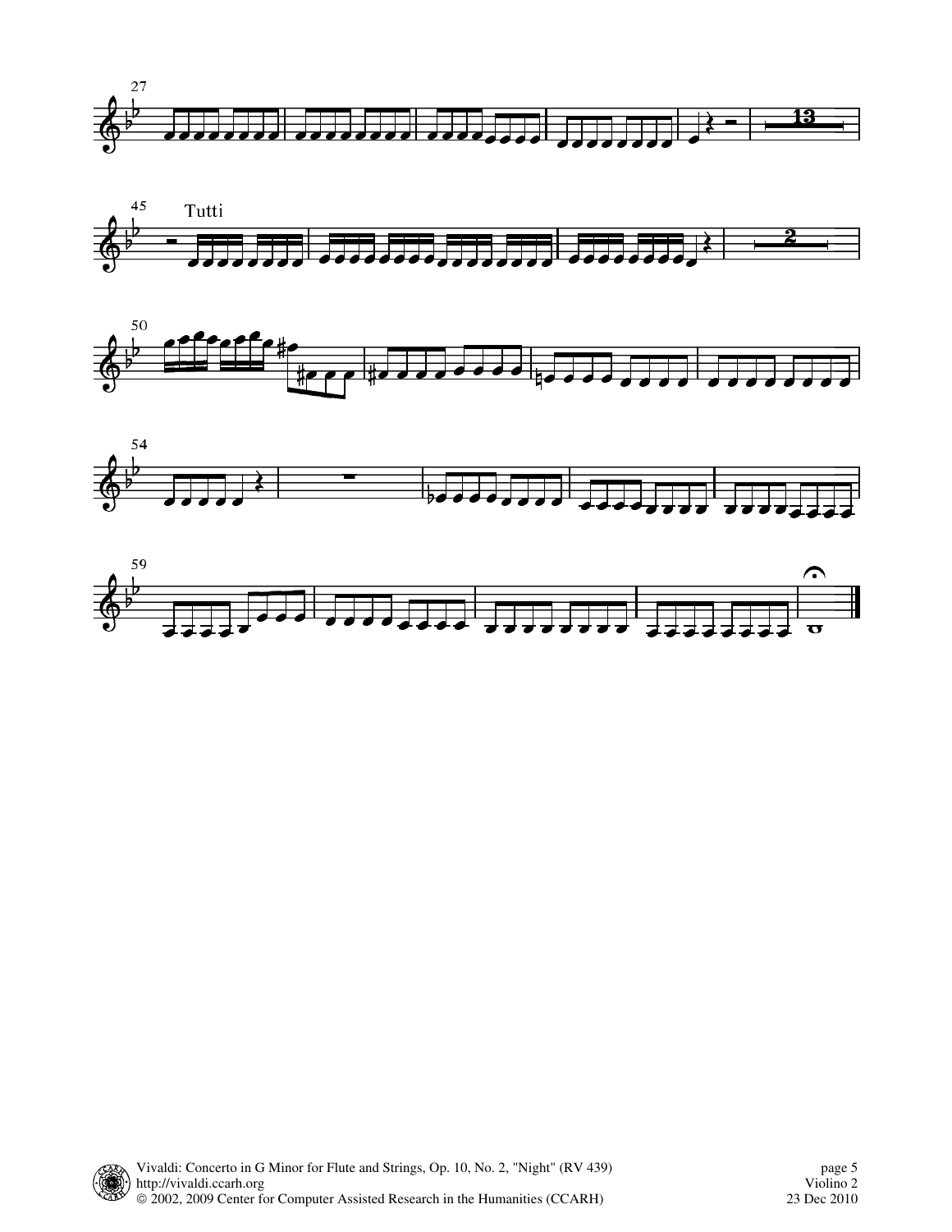27

45 Tutti

50

54

59